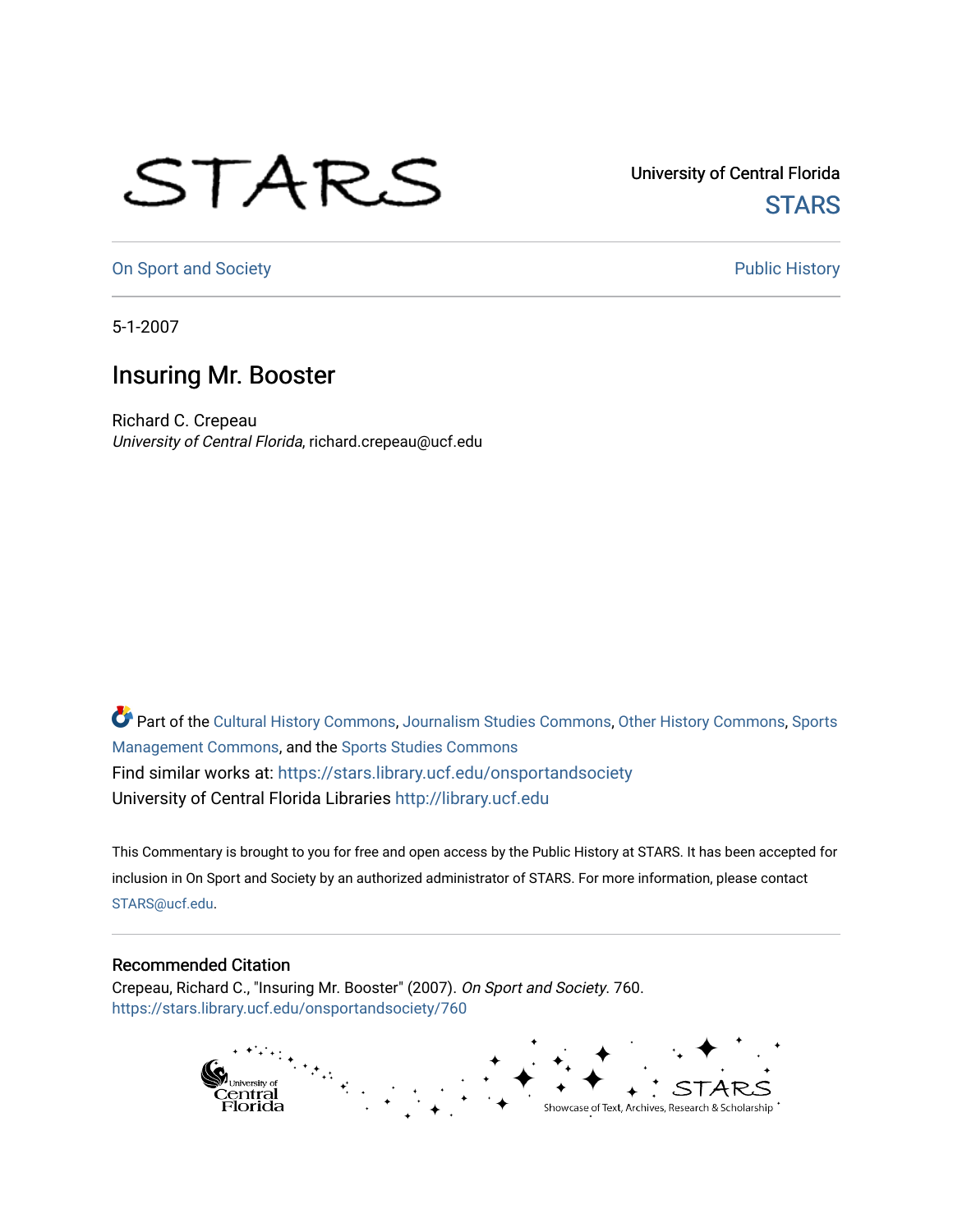University of Central Florida

STARS

On Sport and Society

Public History

5-1-2007

# Insuring Mr. Booster

Richard C. Crepeau
*University of Central Florida*, richard.crepeau@ucf.edu

Part of the Cultural History Commons, Journalism Studies Commons, Other History Commons, Sports Management Commons, and the Sports Studies Commons

Find similar works at: https://stars.library.ucf.edu/onsportandsociety

University of Central Florida Libraries http://library.ucf.edu

This Commentary is brought to you for free and open access by the Public History at STARS. It has been accepted for inclusion in On Sport and Society by an authorized administrator of STARS. For more information, please contact STARS@ucf.edu.

## Recommended Citation

Crepeau, Richard C., "Insuring Mr. Booster" (2007). *On Sport and Society*. 760.
https://stars.library.ucf.edu/onsportandsociety/760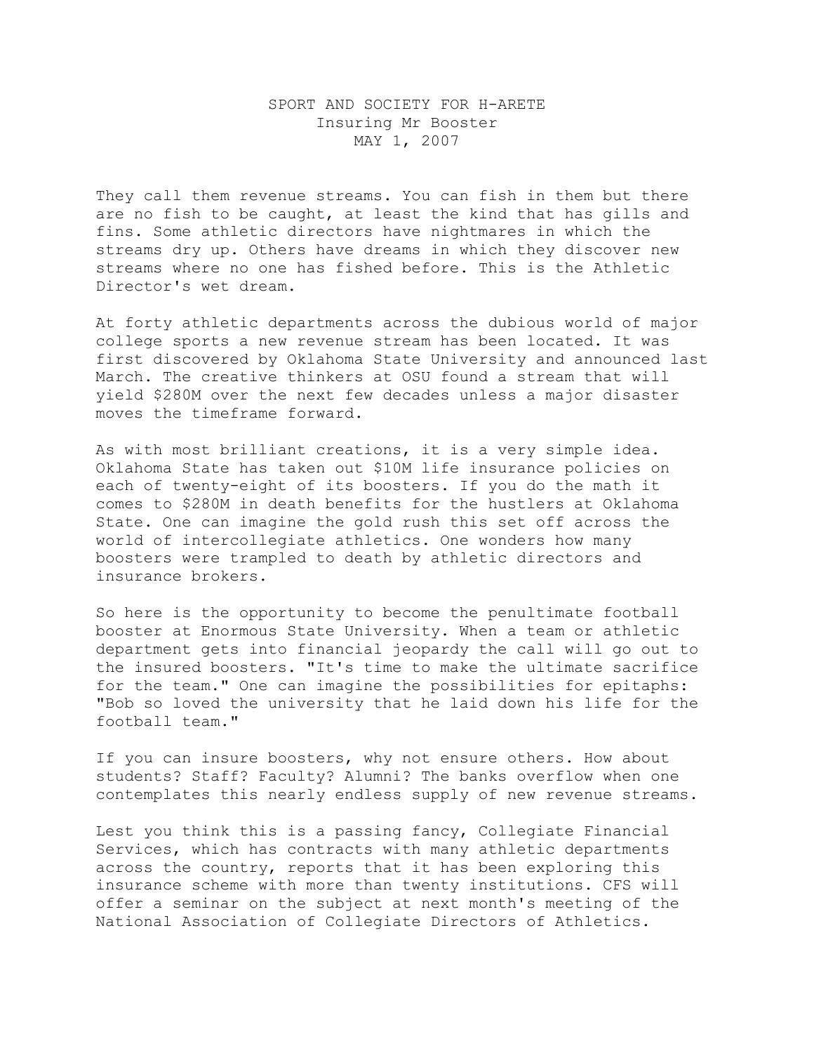SPORT AND SOCIETY FOR H-ARETE
Insuring Mr Booster
MAY 1, 2007

They call them revenue streams. You can fish in them but there are no fish to be caught, at least the kind that has gills and fins. Some athletic directors have nightmares in which the streams dry up. Others have dreams in which they discover new streams where no one has fished before. This is the Athletic Director's wet dream.

At forty athletic departments across the dubious world of major college sports a new revenue stream has been located. It was first discovered by Oklahoma State University and announced last March. The creative thinkers at OSU found a stream that will yield $280M over the next few decades unless a major disaster moves the timeframe forward.

As with most brilliant creations, it is a very simple idea. Oklahoma State has taken out $10M life insurance policies on each of twenty-eight of its boosters. If you do the math it comes to $280M in death benefits for the hustlers at Oklahoma State. One can imagine the gold rush this set off across the world of intercollegiate athletics. One wonders how many boosters were trampled to death by athletic directors and insurance brokers.

So here is the opportunity to become the penultimate football booster at Enormous State University. When a team or athletic department gets into financial jeopardy the call will go out to the insured boosters. "It's time to make the ultimate sacrifice for the team." One can imagine the possibilities for epitaphs: "Bob so loved the university that he laid down his life for the football team."

If you can insure boosters, why not ensure others. How about students? Staff? Faculty? Alumni? The banks overflow when one contemplates this nearly endless supply of new revenue streams.

Lest you think this is a passing fancy, Collegiate Financial Services, which has contracts with many athletic departments across the country, reports that it has been exploring this insurance scheme with more than twenty institutions. CFS will offer a seminar on the subject at next month's meeting of the National Association of Collegiate Directors of Athletics.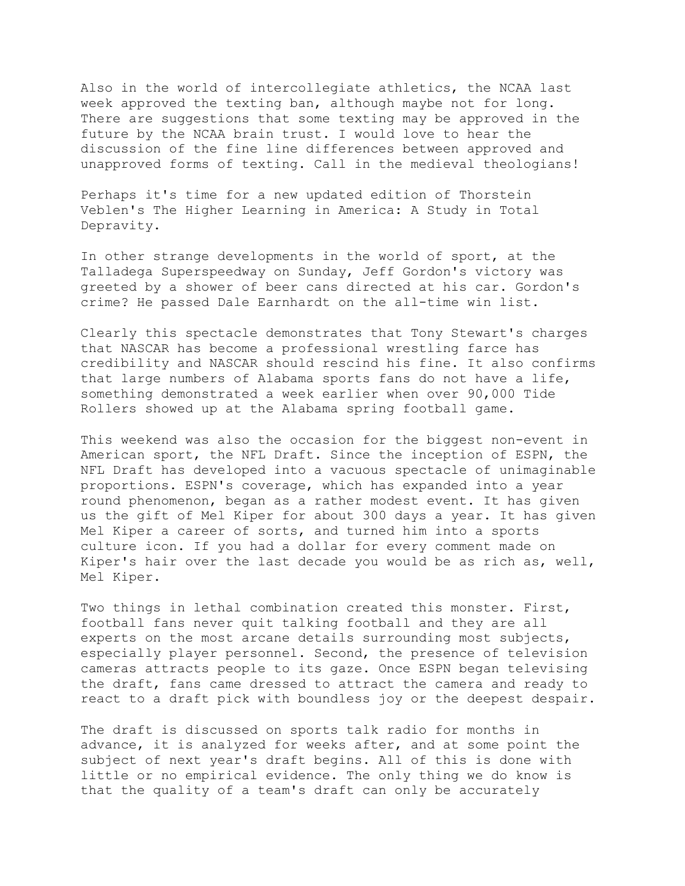Also in the world of intercollegiate athletics, the NCAA last week approved the texting ban, although maybe not for long. There are suggestions that some texting may be approved in the future by the NCAA brain trust. I would love to hear the discussion of the fine line differences between approved and unapproved forms of texting. Call in the medieval theologians!

Perhaps it's time for a new updated edition of Thorstein Veblen's The Higher Learning in America: A Study in Total Depravity.

In other strange developments in the world of sport, at the Talladega Superspeedway on Sunday, Jeff Gordon's victory was greeted by a shower of beer cans directed at his car. Gordon's crime? He passed Dale Earnhardt on the all-time win list.

Clearly this spectacle demonstrates that Tony Stewart's charges that NASCAR has become a professional wrestling farce has credibility and NASCAR should rescind his fine. It also confirms that large numbers of Alabama sports fans do not have a life, something demonstrated a week earlier when over 90,000 Tide Rollers showed up at the Alabama spring football game.

This weekend was also the occasion for the biggest non-event in American sport, the NFL Draft. Since the inception of ESPN, the NFL Draft has developed into a vacuous spectacle of unimaginable proportions. ESPN's coverage, which has expanded into a year round phenomenon, began as a rather modest event. It has given us the gift of Mel Kiper for about 300 days a year. It has given Mel Kiper a career of sorts, and turned him into a sports culture icon. If you had a dollar for every comment made on Kiper's hair over the last decade you would be as rich as, well, Mel Kiper.

Two things in lethal combination created this monster. First, football fans never quit talking football and they are all experts on the most arcane details surrounding most subjects, especially player personnel. Second, the presence of television cameras attracts people to its gaze. Once ESPN began televising the draft, fans came dressed to attract the camera and ready to react to a draft pick with boundless joy or the deepest despair.

The draft is discussed on sports talk radio for months in advance, it is analyzed for weeks after, and at some point the subject of next year's draft begins. All of this is done with little or no empirical evidence. The only thing we do know is that the quality of a team's draft can only be accurately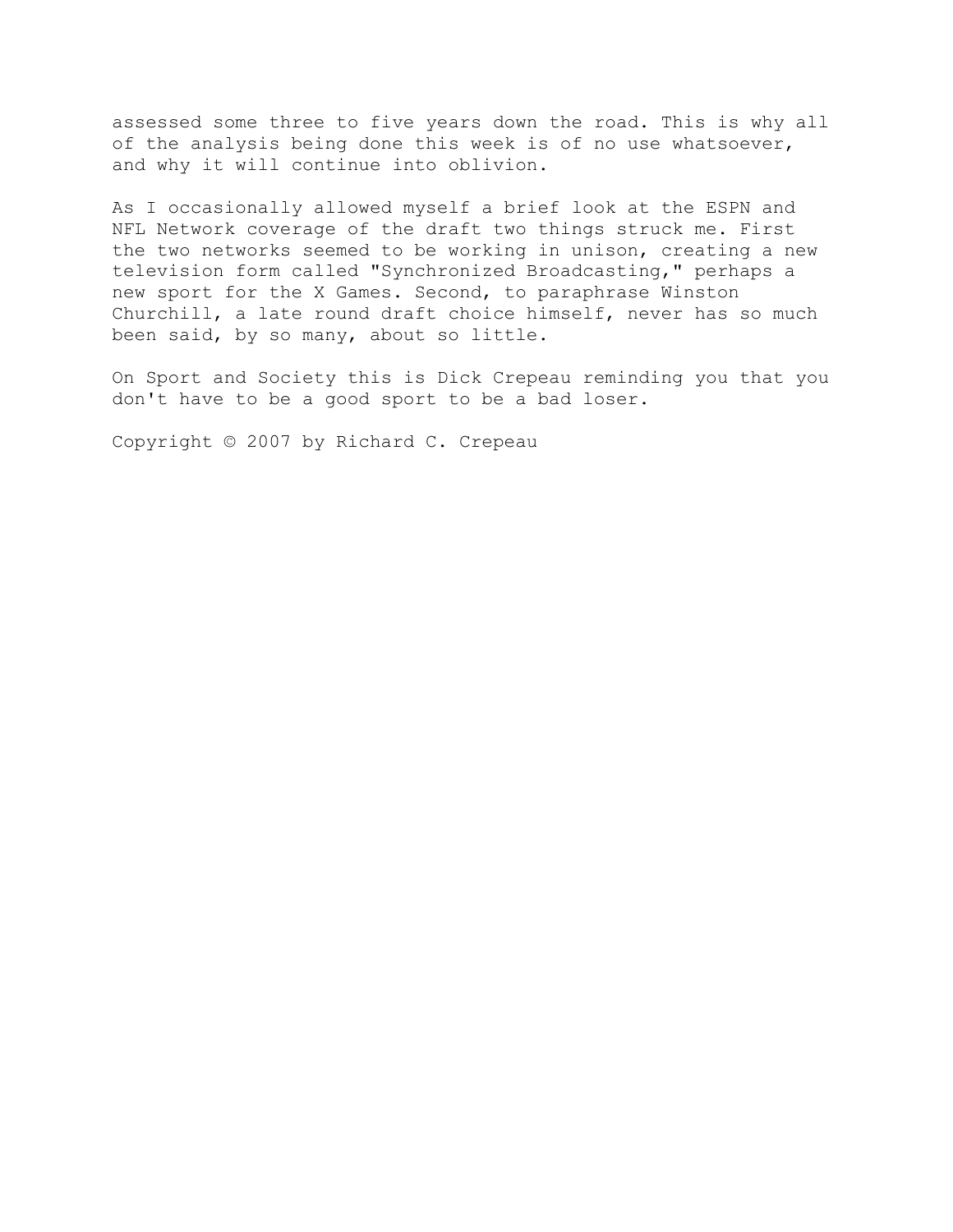assessed some three to five years down the road. This is why all of the analysis being done this week is of no use whatsoever, and why it will continue into oblivion.

As I occasionally allowed myself a brief look at the ESPN and NFL Network coverage of the draft two things struck me. First the two networks seemed to be working in unison, creating a new television form called "Synchronized Broadcasting," perhaps a new sport for the X Games. Second, to paraphrase Winston Churchill, a late round draft choice himself, never has so much been said, by so many, about so little.

On Sport and Society this is Dick Crepeau reminding you that you don't have to be a good sport to be a bad loser.

Copyright © 2007 by Richard C. Crepeau